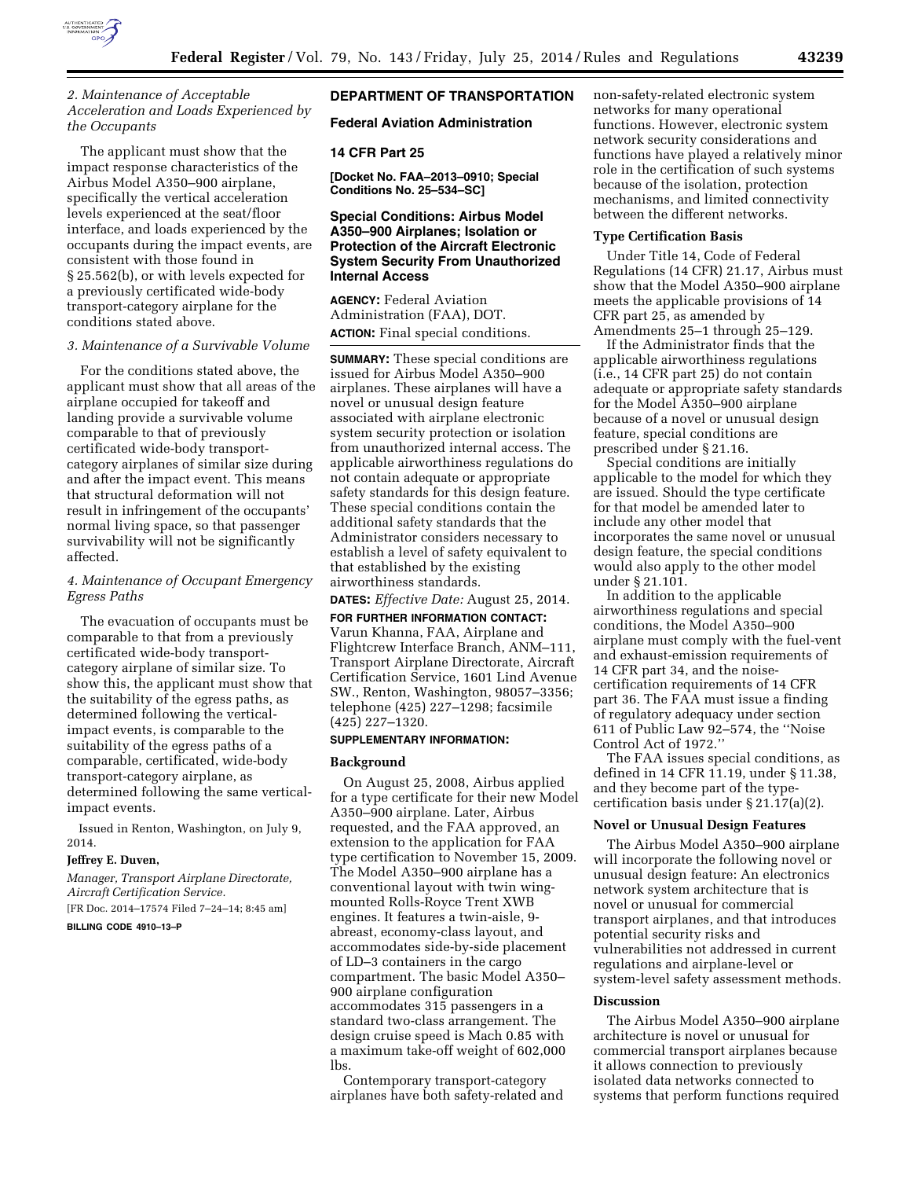### 2. Maintenance of Acceptable Acceleration and Loads Experienced by the Occupants

The applicant must show that the impact response characteristics of the Airbus Model A350–900 airplane, specifically the vertical acceleration levels experienced at the seat/floor interface, and loads experienced by the occupants during the impact events, are consistent with those found in § 25.562(b), or with levels expected for a previously certificated wide-body transport-category airplane for the conditions stated above.

### 3. Maintenance of a Survivable Volume

For the conditions stated above, the applicant must show that all areas of the airplane occupied for takeoff and landing provide a survivable volume comparable to that of previously certificated wide-body transport-category airplanes of similar size during and after the impact event. This means that structural deformation will not result in infringement of the occupants' normal living space, so that passenger survivability will not be significantly affected.

### 4. Maintenance of Occupant Emergency Egress Paths

The evacuation of occupants must be comparable to that from a previously certificated wide-body transport-category airplane of similar size. To show this, the applicant must show that the suitability of the egress paths, as determined following the vertical-impact events, is comparable to the suitability of the egress paths of a comparable, certificated, wide-body transport-category airplane, as determined following the same vertical-impact events.

Issued in Renton, Washington, on July 9, 2014.

**Jeffrey E. Duven,**

*Manager, Transport Airplane Directorate, Aircraft Certification Service.*

[FR Doc. 2014–17574 Filed 7–24–14; 8:45 am]

**BILLING CODE 4910–13–P**

## DEPARTMENT OF TRANSPORTATION

## Federal Aviation Administration

## 14 CFR Part 25

**[Docket No. FAA–2013–0910; Special Conditions No. 25–534–SC]**

## Special Conditions: Airbus Model A350–900 Airplanes; Isolation or Protection of the Aircraft Electronic System Security From Unauthorized Internal Access

**AGENCY:** Federal Aviation Administration (FAA), DOT.

**ACTION:** Final special conditions.

**SUMMARY:** These special conditions are issued for Airbus Model A350–900 airplanes. These airplanes will have a novel or unusual design feature associated with airplane electronic system security protection or isolation from unauthorized internal access. The applicable airworthiness regulations do not contain adequate or appropriate safety standards for this design feature. These special conditions contain the additional safety standards that the Administrator considers necessary to establish a level of safety equivalent to that established by the existing airworthiness standards.

**DATES:** *Effective Date:* August 25, 2014.

**FOR FURTHER INFORMATION CONTACT:** Varun Khanna, FAA, Airplane and Flightcrew Interface Branch, ANM–111, Transport Airplane Directorate, Aircraft Certification Service, 1601 Lind Avenue SW., Renton, Washington, 98057–3356; telephone (425) 227–1298; facsimile (425) 227–1320.

**SUPPLEMENTARY INFORMATION:**

### Background

On August 25, 2008, Airbus applied for a type certificate for their new Model A350–900 airplane. Later, Airbus requested, and the FAA approved, an extension to the application for FAA type certification to November 15, 2009. The Model A350–900 airplane has a conventional layout with twin wing-mounted Rolls-Royce Trent XWB engines. It features a twin-aisle, 9-abreast, economy-class layout, and accommodates side-by-side placement of LD–3 containers in the cargo compartment. The basic Model A350–900 airplane configuration accommodates 315 passengers in a standard two-class arrangement. The design cruise speed is Mach 0.85 with a maximum take-off weight of 602,000 lbs.

Contemporary transport-category airplanes have both safety-related and non-safety-related electronic system networks for many operational functions. However, electronic system network security considerations and functions have played a relatively minor role in the certification of such systems because of the isolation, protection mechanisms, and limited connectivity between the different networks.

### Type Certification Basis

Under Title 14, Code of Federal Regulations (14 CFR) 21.17, Airbus must show that the Model A350–900 airplane meets the applicable provisions of 14 CFR part 25, as amended by Amendments 25–1 through 25–129.

If the Administrator finds that the applicable airworthiness regulations (i.e., 14 CFR part 25) do not contain adequate or appropriate safety standards for the Model A350–900 airplane because of a novel or unusual design feature, special conditions are prescribed under § 21.16.

Special conditions are initially applicable to the model for which they are issued. Should the type certificate for that model be amended later to include any other model that incorporates the same novel or unusual design feature, the special conditions would also apply to the other model under § 21.101.

In addition to the applicable airworthiness regulations and special conditions, the Model A350–900 airplane must comply with the fuel-vent and exhaust-emission requirements of 14 CFR part 34, and the noise-certification requirements of 14 CFR part 36. The FAA must issue a finding of regulatory adequacy under section 611 of Public Law 92–574, the ''Noise Control Act of 1972.''

The FAA issues special conditions, as defined in 14 CFR 11.19, under § 11.38, and they become part of the type-certification basis under § 21.17(a)(2).

### Novel or Unusual Design Features

The Airbus Model A350–900 airplane will incorporate the following novel or unusual design feature: An electronics network system architecture that is novel or unusual for commercial transport airplanes, and that introduces potential security risks and vulnerabilities not addressed in current regulations and airplane-level or system-level safety assessment methods.

### Discussion

The Airbus Model A350–900 airplane architecture is novel or unusual for commercial transport airplanes because it allows connection to previously isolated data networks connected to systems that perform functions required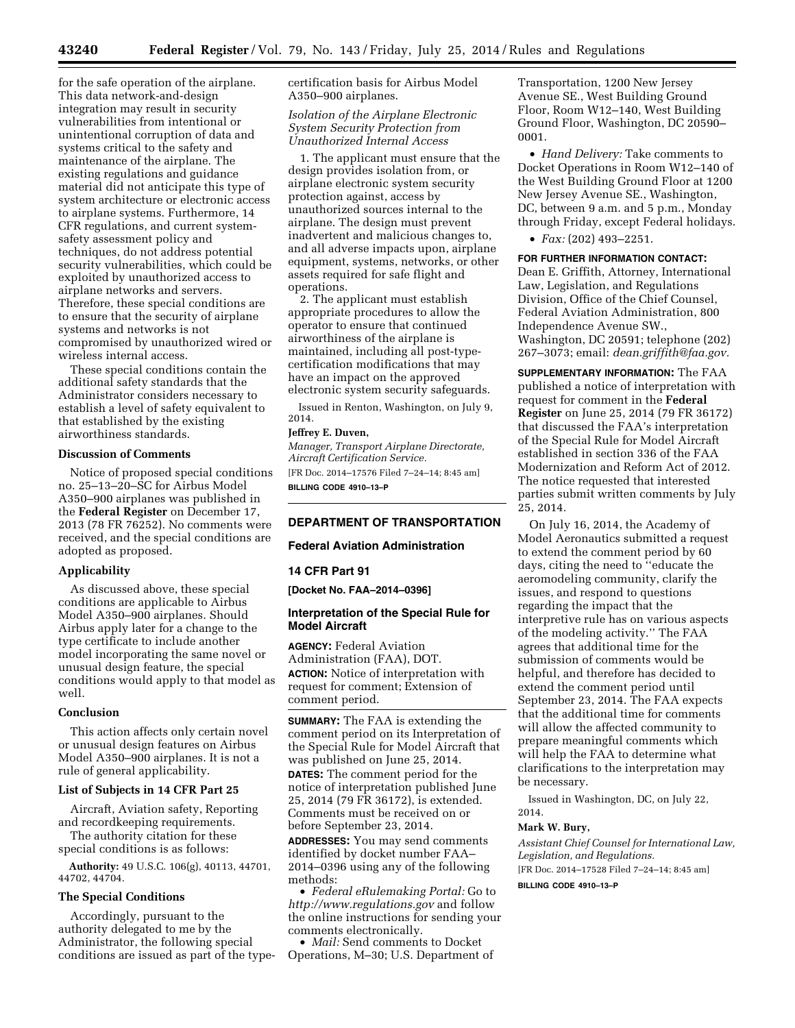for the safe operation of the airplane. This data network-and-design integration may result in security vulnerabilities from intentional or unintentional corruption of data and systems critical to the safety and maintenance of the airplane. The existing regulations and guidance material did not anticipate this type of system architecture or electronic access to airplane systems. Furthermore, 14 CFR regulations, and current system-safety assessment policy and techniques, do not address potential security vulnerabilities, which could be exploited by unauthorized access to airplane networks and servers. Therefore, these special conditions are to ensure that the security of airplane systems and networks is not compromised by unauthorized wired or wireless internal access.

These special conditions contain the additional safety standards that the Administrator considers necessary to establish a level of safety equivalent to that established by the existing airworthiness standards.

### Discussion of Comments

Notice of proposed special conditions no. 25–13–20–SC for Airbus Model A350–900 airplanes was published in the **Federal Register** on December 17, 2013 (78 FR 76252). No comments were received, and the special conditions are adopted as proposed.

### Applicability

As discussed above, these special conditions are applicable to Airbus Model A350–900 airplanes. Should Airbus apply later for a change to the type certificate to include another model incorporating the same novel or unusual design feature, the special conditions would apply to that model as well.

### Conclusion

This action affects only certain novel or unusual design features on Airbus Model A350–900 airplanes. It is not a rule of general applicability.

### List of Subjects in 14 CFR Part 25

Aircraft, Aviation safety, Reporting and recordkeeping requirements.

The authority citation for these special conditions is as follows:

**Authority:** 49 U.S.C. 106(g), 40113, 44701, 44702, 44704.

### The Special Conditions

Accordingly, pursuant to the authority delegated to me by the Administrator, the following special conditions are issued as part of the type-certification basis for Airbus Model A350–900 airplanes.

*Isolation of the Airplane Electronic System Security Protection from Unauthorized Internal Access*

1. The applicant must ensure that the design provides isolation from, or airplane electronic system security protection against, access by unauthorized sources internal to the airplane. The design must prevent inadvertent and malicious changes to, and all adverse impacts upon, airplane equipment, systems, networks, or other assets required for safe flight and operations.

2. The applicant must establish appropriate procedures to allow the operator to ensure that continued airworthiness of the airplane is maintained, including all post-type-certification modifications that may have an impact on the approved electronic system security safeguards.

Issued in Renton, Washington, on July 9, 2014.

**Jeffrey E. Duven,**

*Manager, Transport Airplane Directorate, Aircraft Certification Service.*

[FR Doc. 2014–17576 Filed 7–24–14; 8:45 am]

**BILLING CODE 4910–13–P**

---

## DEPARTMENT OF TRANSPORTATION

### Federal Aviation Administration

### 14 CFR Part 91

**[Docket No. FAA–2014–0396]**

### Interpretation of the Special Rule for Model Aircraft

**AGENCY:** Federal Aviation Administration (FAA), DOT.

**ACTION:** Notice of interpretation with request for comment; Extension of comment period.

**SUMMARY:** The FAA is extending the comment period on its Interpretation of the Special Rule for Model Aircraft that was published on June 25, 2014.

**DATES:** The comment period for the notice of interpretation published June 25, 2014 (79 FR 36172), is extended. Comments must be received on or before September 23, 2014.

**ADDRESSES:** You may send comments identified by docket number FAA–2014–0396 using any of the following methods:

- *Federal eRulemaking Portal:* Go to *http://www.regulations.gov* and follow the online instructions for sending your comments electronically.
- *Mail:* Send comments to Docket Operations, M–30; U.S. Department of Transportation, 1200 New Jersey Avenue SE., West Building Ground Floor, Room W12–140, West Building Ground Floor, Washington, DC 20590–0001.
- *Hand Delivery:* Take comments to Docket Operations in Room W12–140 of the West Building Ground Floor at 1200 New Jersey Avenue SE., Washington, DC, between 9 a.m. and 5 p.m., Monday through Friday, except Federal holidays.
- *Fax:* (202) 493–2251.

**FOR FURTHER INFORMATION CONTACT:** Dean E. Griffith, Attorney, International Law, Legislation, and Regulations Division, Office of the Chief Counsel, Federal Aviation Administration, 800 Independence Avenue SW., Washington, DC 20591; telephone (202) 267–3073; email: *dean.griffith@faa.gov.*

**SUPPLEMENTARY INFORMATION:** The FAA published a notice of interpretation with request for comment in the **Federal Register** on June 25, 2014 (79 FR 36172) that discussed the FAA's interpretation of the Special Rule for Model Aircraft established in section 336 of the FAA Modernization and Reform Act of 2012. The notice requested that interested parties submit written comments by July 25, 2014.

On July 16, 2014, the Academy of Model Aeronautics submitted a request to extend the comment period by 60 days, citing the need to ''educate the aeromodeling community, clarify the issues, and respond to questions regarding the impact that the interpretive rule has on various aspects of the modeling activity.'' The FAA agrees that additional time for the submission of comments would be helpful, and therefore has decided to extend the comment period until September 23, 2014. The FAA expects that the additional time for comments will allow the affected community to prepare meaningful comments which will help the FAA to determine what clarifications to the interpretation may be necessary.

Issued in Washington, DC, on July 22, 2014.

**Mark W. Bury,**

*Assistant Chief Counsel for International Law, Legislation, and Regulations.*

[FR Doc. 2014–17528 Filed 7–24–14; 8:45 am]

**BILLING CODE 4910–13–P**